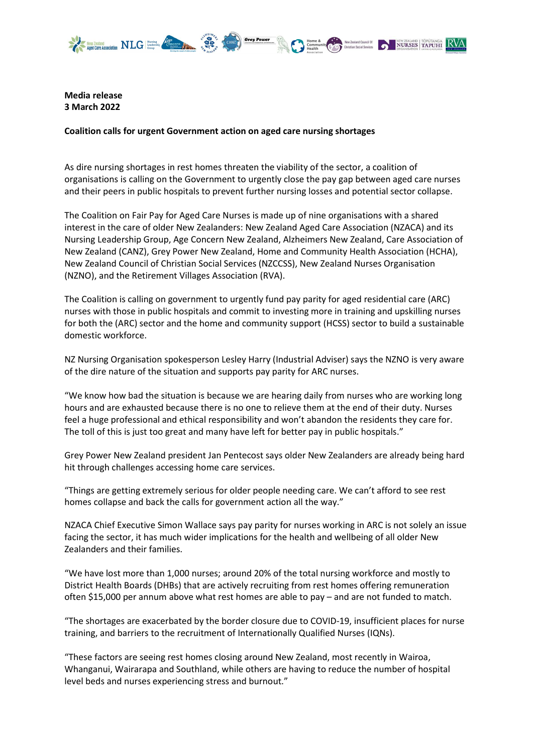**Media release**
**3 March 2022**

**Coalition calls for urgent Government action on aged care nursing shortages**

As dire nursing shortages in rest homes threaten the viability of the sector, a coalition of organisations is calling on the Government to urgently close the pay gap between aged care nurses and their peers in public hospitals to prevent further nursing losses and potential sector collapse.

The Coalition on Fair Pay for Aged Care Nurses is made up of nine organisations with a shared interest in the care of older New Zealanders: New Zealand Aged Care Association (NZACA) and its Nursing Leadership Group, Age Concern New Zealand, Alzheimers New Zealand, Care Association of New Zealand (CANZ), Grey Power New Zealand, Home and Community Health Association (HCHA), New Zealand Council of Christian Social Services (NZCCSS), New Zealand Nurses Organisation (NZNO), and the Retirement Villages Association (RVA).

The Coalition is calling on government to urgently fund pay parity for aged residential care (ARC) nurses with those in public hospitals and commit to investing more in training and upskilling nurses for both the (ARC) sector and the home and community support (HCSS) sector to build a sustainable domestic workforce.

NZ Nursing Organisation spokesperson Lesley Harry (Industrial Adviser) says the NZNO is very aware of the dire nature of the situation and supports pay parity for ARC nurses.

"We know how bad the situation is because we are hearing daily from nurses who are working long hours and are exhausted because there is no one to relieve them at the end of their duty. Nurses feel a huge professional and ethical responsibility and won't abandon the residents they care for. The toll of this is just too great and many have left for better pay in public hospitals."

Grey Power New Zealand president Jan Pentecost says older New Zealanders are already being hard hit through challenges accessing home care services.

"Things are getting extremely serious for older people needing care. We can't afford to see rest homes collapse and back the calls for government action all the way."

NZACA Chief Executive Simon Wallace says pay parity for nurses working in ARC is not solely an issue facing the sector, it has much wider implications for the health and wellbeing of all older New Zealanders and their families.

"We have lost more than 1,000 nurses; around 20% of the total nursing workforce and mostly to District Health Boards (DHBs) that are actively recruiting from rest homes offering remuneration often $15,000 per annum above what rest homes are able to pay – and are not funded to match.

"The shortages are exacerbated by the border closure due to COVID-19, insufficient places for nurse training, and barriers to the recruitment of Internationally Qualified Nurses (IQNs).

"These factors are seeing rest homes closing around New Zealand, most recently in Wairoa, Whanganui, Wairarapa and Southland, while others are having to reduce the number of hospital level beds and nurses experiencing stress and burnout."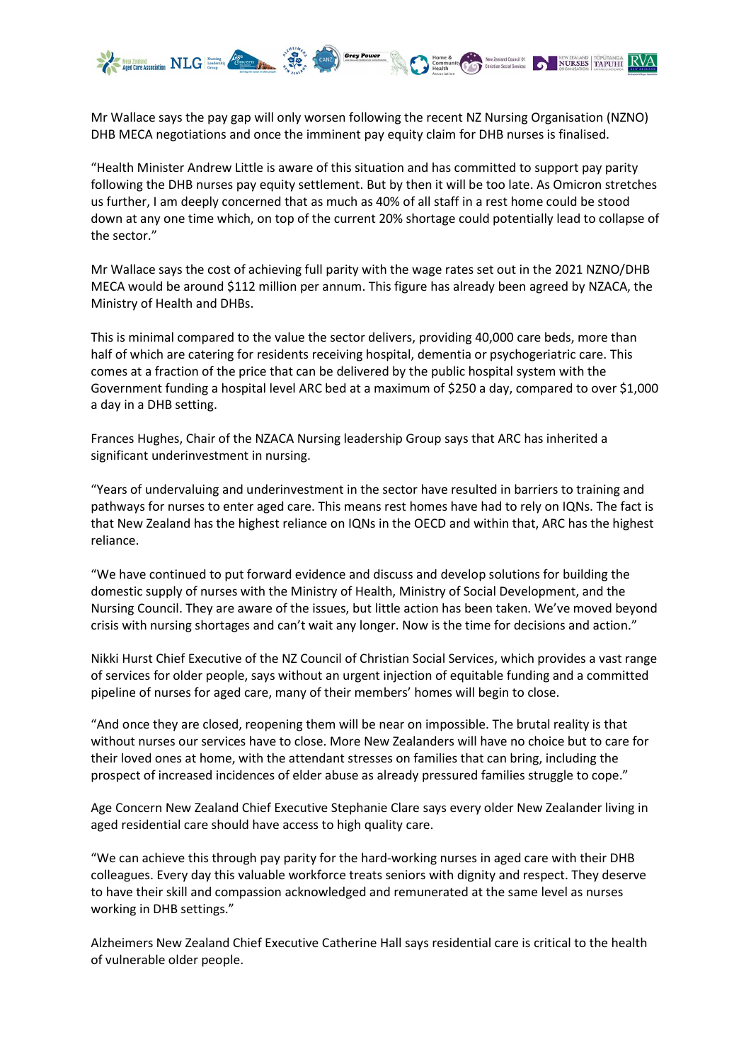Mr Wallace says the pay gap will only worsen following the recent NZ Nursing Organisation (NZNO) DHB MECA negotiations and once the imminent pay equity claim for DHB nurses is finalised.

"Health Minister Andrew Little is aware of this situation and has committed to support pay parity following the DHB nurses pay equity settlement. But by then it will be too late. As Omicron stretches us further, I am deeply concerned that as much as 40% of all staff in a rest home could be stood down at any one time which, on top of the current 20% shortage could potentially lead to collapse of the sector."

Mr Wallace says the cost of achieving full parity with the wage rates set out in the 2021 NZNO/DHB MECA would be around $112 million per annum. This figure has already been agreed by NZACA, the Ministry of Health and DHBs.

This is minimal compared to the value the sector delivers, providing 40,000 care beds, more than half of which are catering for residents receiving hospital, dementia or psychogeriatric care. This comes at a fraction of the price that can be delivered by the public hospital system with the Government funding a hospital level ARC bed at a maximum of $250 a day, compared to over $1,000 a day in a DHB setting.

Frances Hughes, Chair of the NZACA Nursing leadership Group says that ARC has inherited a significant underinvestment in nursing.

"Years of undervaluing and underinvestment in the sector have resulted in barriers to training and pathways for nurses to enter aged care. This means rest homes have had to rely on IQNs. The fact is that New Zealand has the highest reliance on IQNs in the OECD and within that, ARC has the highest reliance.

"We have continued to put forward evidence and discuss and develop solutions for building the domestic supply of nurses with the Ministry of Health, Ministry of Social Development, and the Nursing Council. They are aware of the issues, but little action has been taken. We've moved beyond crisis with nursing shortages and can't wait any longer. Now is the time for decisions and action."

Nikki Hurst Chief Executive of the NZ Council of Christian Social Services, which provides a vast range of services for older people, says without an urgent injection of equitable funding and a committed pipeline of nurses for aged care, many of their members' homes will begin to close.

"And once they are closed, reopening them will be near on impossible. The brutal reality is that without nurses our services have to close. More New Zealanders will have no choice but to care for their loved ones at home, with the attendant stresses on families that can bring, including the prospect of increased incidences of elder abuse as already pressured families struggle to cope."

Age Concern New Zealand Chief Executive Stephanie Clare says every older New Zealander living in aged residential care should have access to high quality care.

"We can achieve this through pay parity for the hard-working nurses in aged care with their DHB colleagues. Every day this valuable workforce treats seniors with dignity and respect. They deserve to have their skill and compassion acknowledged and remunerated at the same level as nurses working in DHB settings."

Alzheimers New Zealand Chief Executive Catherine Hall says residential care is critical to the health of vulnerable older people.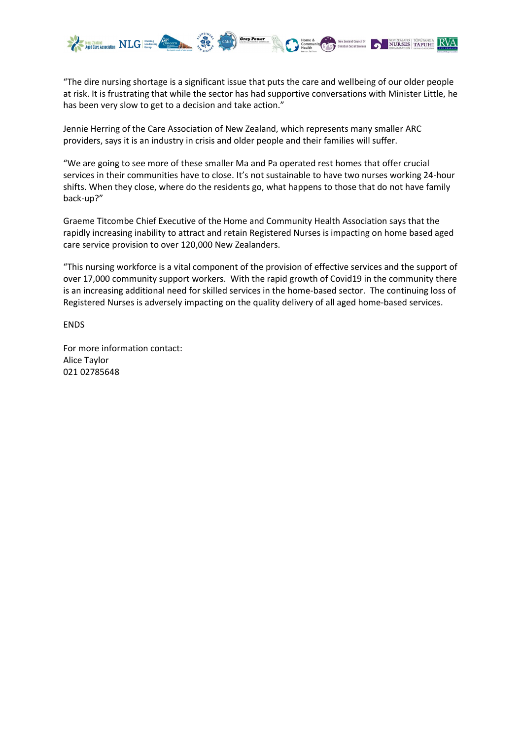"The dire nursing shortage is a significant issue that puts the care and wellbeing of our older people at risk. It is frustrating that while the sector has had supportive conversations with Minister Little, he has been very slow to get to a decision and take action."

Jennie Herring of the Care Association of New Zealand, which represents many smaller ARC providers, says it is an industry in crisis and older people and their families will suffer.

"We are going to see more of these smaller Ma and Pa operated rest homes that offer crucial services in their communities have to close. It's not sustainable to have two nurses working 24-hour shifts. When they close, where do the residents go, what happens to those that do not have family back-up?"

Graeme Titcombe Chief Executive of the Home and Community Health Association says that the rapidly increasing inability to attract and retain Registered Nurses is impacting on home based aged care service provision to over 120,000 New Zealanders.

"This nursing workforce is a vital component of the provision of effective services and the support of over 17,000 community support workers. With the rapid growth of Covid19 in the community there is an increasing additional need for skilled services in the home-based sector. The continuing loss of Registered Nurses is adversely impacting on the quality delivery of all aged home-based services.

ENDS

For more information contact:
Alice Taylor
021 02785648